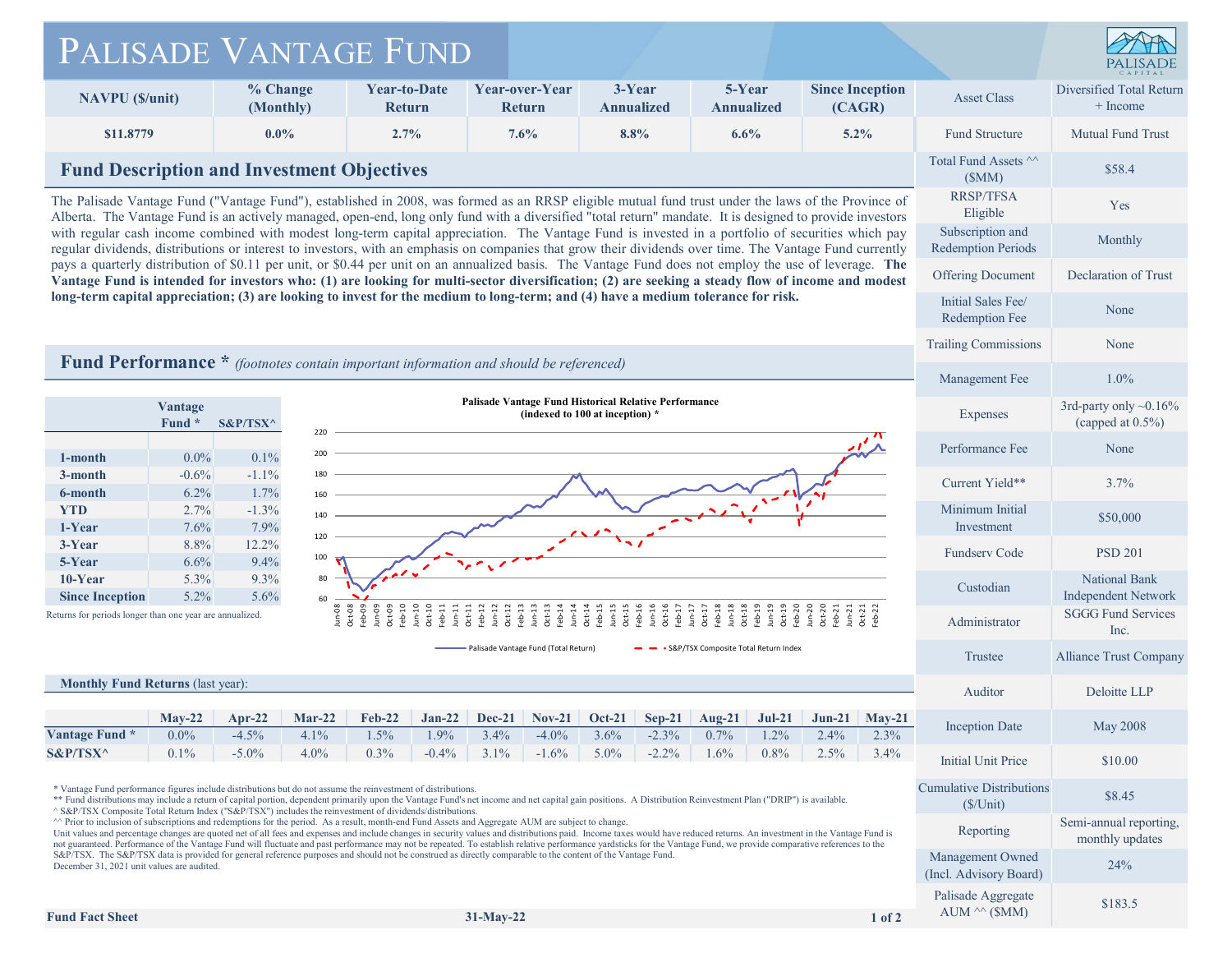# PALISADE VANTAGE FUND

| NAVPU ($/unit) | % Change (Monthly) | Year-to-Date Return | Year-over-Year Return | 3-Year Annualized | 5-Year Annualized | Since Inception (CAGR) |
|---|---|---|---|---|---|---|
| $11.8779 | 0.0% | 2.7% | 7.6% | 8.8% | 6.6% | 5.2% |

## Fund Description and Investment Objectives

The Palisade Vantage Fund ("Vantage Fund"), established in 2008, was formed as an RRSP eligible mutual fund trust under the laws of the Province of Alberta. The Vantage Fund is an actively managed, open-end, long only fund with a diversified "total return" mandate. It is designed to provide investors with regular cash income combined with modest long-term capital appreciation. The Vantage Fund is invested in a portfolio of securities which pay regular dividends, distributions or interest to investors, with an emphasis on companies that grow their dividends over time. The Vantage Fund currently pays a quarterly distribution of $0.11 per unit, or $0.44 per unit on an annualized basis. The Vantage Fund does not employ the use of leverage. **The Vantage Fund is intended for investors who: (1) are looking for multi-sector diversification; (2) are seeking a steady flow of income and modest long-term capital appreciation; (3) are looking to invest for the medium to long-term; and (4) have a medium tolerance for risk.**

## Fund Performance * *(footnotes contain important information and should be referenced)*

| | Vantage Fund * | S&P/TSX^ |
|---|---|---|
| 1-month | 0.0% | 0.1% |
| 3-month | -0.6% | -1.1% |
| 6-month | 6.2% | 1.7% |
| YTD | 2.7% | -1.3% |
| 1-Year | 7.6% | 7.9% |
| 3-Year | 8.8% | 12.2% |
| 5-Year | 6.6% | 9.4% |
| 10-Year | 5.3% | 9.3% |
| Since Inception | 5.2% | 5.6% |

Returns for periods longer than one year are annualized.

**Palisade Vantage Fund Historical Relative Performance (indexed to 100 at inception) ***

Legend: Palisade Vantage Fund (Total Return); S&P/TSX Composite Total Return Index

### Monthly Fund Returns (last year):

| | May-22 | Apr-22 | Mar-22 | Feb-22 | Jan-22 | Dec-21 | Nov-21 | Oct-21 | Sep-21 | Aug-21 | Jul-21 | Jun-21 | May-21 |
|---|---|---|---|---|---|---|---|---|---|---|---|---|---|
| Vantage Fund * | 0.0% | -4.5% | 4.1% | 1.5% | 1.9% | 3.4% | -4.0% | 3.6% | -2.3% | 0.7% | 1.2% | 2.4% | 2.3% |
| S&P/TSX^ | 0.1% | -5.0% | 4.0% | 0.3% | -0.4% | 3.1% | -1.6% | 5.0% | -2.2% | 1.6% | 0.8% | 2.5% | 3.4% |

* Vantage Fund performance figures include distributions but do not assume the reinvestment of distributions.
** Fund distributions may include a return of capital portion, dependent primarily upon the Vantage Fund's net income and net capital gain positions. A Distribution Reinvestment Plan ("DRIP") is available.
^ S&P/TSX Composite Total Return Index ("S&P/TSX") includes the reinvestment of dividends/distributions.
^^ Prior to inclusion of subscriptions and redemptions for the period. As a result, month-end Fund Assets and Aggregate AUM are subject to change.
Unit values and percentage changes are quoted net of all fees and expenses and include changes in security values and distributions paid. Income taxes would have reduced returns. An investment in the Vantage Fund is not guaranteed. Performance of the Vantage Fund will fluctuate and past performance may not be repeated. To establish relative performance yardsticks for the Vantage Fund, we provide comparative references to the S&P/TSX. The S&P/TSX data is provided for general reference purposes and should not be construed as directly comparable to the content of the Vantage Fund.
December 31, 2021 unit values are audited.

| | |
|---|---|
| Asset Class | Diversified Total Return + Income |
| Fund Structure | Mutual Fund Trust |
| Total Fund Assets ^^ ($MM) | $58.4 |
| RRSP/TFSA Eligible | Yes |
| Subscription and Redemption Periods | Monthly |
| Offering Document | Declaration of Trust |
| Initial Sales Fee/ Redemption Fee | None |
| Trailing Commissions | None |
| Management Fee | 1.0% |
| Expenses | 3rd-party only ~0.16% (capped at 0.5%) |
| Performance Fee | None |
| Current Yield** | 3.7% |
| Minimum Initial Investment | $50,000 |
| Fundserv Code | PSD 201 |
| Custodian | National Bank Independent Network |
| Administrator | SGGG Fund Services Inc. |
| Trustee | Alliance Trust Company |
| Auditor | Deloitte LLP |
| Inception Date | May 2008 |
| Initial Unit Price | $10.00 |
| Cumulative Distributions ($/Unit) | $8.45 |
| Reporting | Semi-annual reporting, monthly updates |
| Management Owned (Incl. Advisory Board) | 24% |
| Palisade Aggregate AUM ^^ ($MM) | $183.5 |

**Fund Fact Sheet** 31-May-22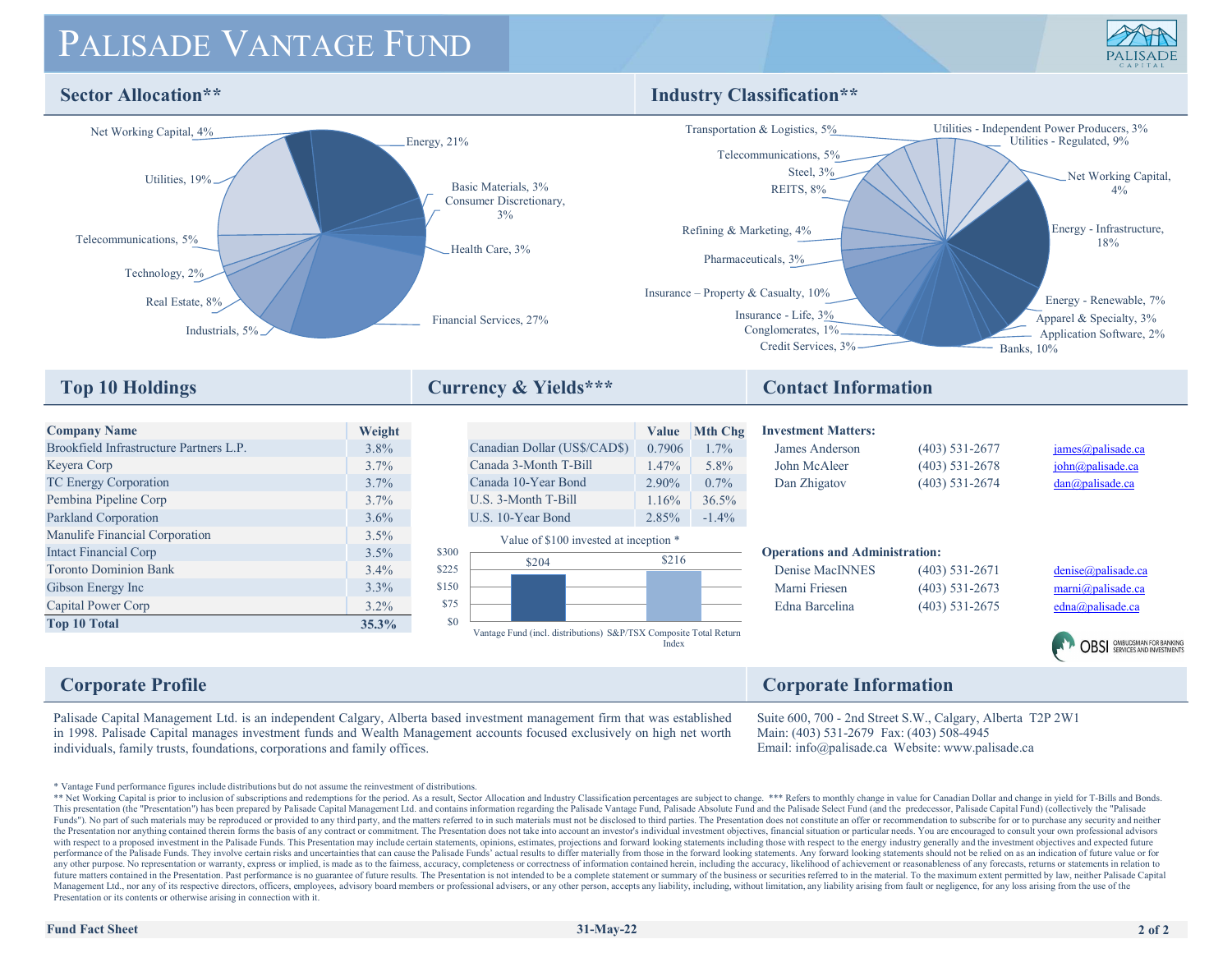# Palisade Vantage Fund

PALISADE
CAPITAL

## Sector Allocation**

Net Working Capital, 4%
Energy, 21%
Utilities, 19%
Basic Materials, 3%
Consumer Discretionary, 3%
Telecommunications, 5%
Health Care, 3%
Technology, 2%
Real Estate, 8%
Financial Services, 27%
Industrials, 5%

## Industry Classification**

Transportation & Logistics, 5%
Utilities - Independent Power Producers, 3%
Utilities - Regulated, 9%
Telecommunications, 5%
Steel, 3%
Net Working Capital, 4%
REITS, 8%
Energy - Infrastructure, 18%
Refining & Marketing, 4%
Pharmaceuticals, 3%
Insurance – Property & Casualty, 10%
Energy - Renewable, 7%
Insurance - Life, 3%
Apparel & Specialty, 3%
Conglomerates, 1%
Application Software, 2%
Credit Services, 3%
Banks, 10%

## Top 10 Holdings

| Company Name | Weight |
|---|---|
| Brookfield Infrastructure Partners L.P. | 3.8% |
| Keyera Corp | 3.7% |
| TC Energy Corporation | 3.7% |
| Pembina Pipeline Corp | 3.7% |
| Parkland Corporation | 3.6% |
| Manulife Financial Corporation | 3.5% |
| Intact Financial Corp | 3.5% |
| Toronto Dominion Bank | 3.4% |
| Gibson Energy Inc | 3.3% |
| Capital Power Corp | 3.2% |
| **Top 10 Total** | **35.3%** |

## Currency & Yields***

| | Value | Mth Chg |
|---|---|---|
| Canadian Dollar (US$/CAD$) | 0.7906 | 1.7% |
| Canada 3-Month T-Bill | 1.47% | 5.8% |
| Canada 10-Year Bond | 2.90% | 0.7% |
| U.S. 3-Month T-Bill | 1.16% | 36.5% |
| U.S. 10-Year Bond | 2.85% | -1.4% |

Value of $100 invested at inception *

$300
$225
$150
$75
$0

$204
$216

Vantage Fund (incl. distributions)
S&P/TSX Composite Total Return Index

## Contact Information

**Investment Matters:**

| | | |
|---|---|---|
| James Anderson | (403) 531-2677 | james@palisade.ca |
| John McAleer | (403) 531-2678 | john@palisade.ca |
| Dan Zhigatov | (403) 531-2674 | dan@palisade.ca |

**Operations and Administration:**

| | | |
|---|---|---|
| Denise MacINNES | (403) 531-2671 | denise@palisade.ca |
| Marni Friesen | (403) 531-2673 | marni@palisade.ca |
| Edna Barcelina | (403) 531-2675 | edna@palisade.ca |

OBSI OMBUDSMAN FOR BANKING SERVICES AND INVESTMENTS

## Corporate Profile

Palisade Capital Management Ltd. is an independent Calgary, Alberta based investment management firm that was established in 1998. Palisade Capital manages investment funds and Wealth Management accounts focused exclusively on high net worth individuals, family trusts, foundations, corporations and family offices.

## Corporate Information

Suite 600, 700 - 2nd Street S.W., Calgary, Alberta T2P 2W1
Main: (403) 531-2679 Fax: (403) 508-4945
Email: info@palisade.ca Website: www.palisade.ca

* Vantage Fund performance figures include distributions but do not assume the reinvestment of distributions.
** Net Working Capital is prior to inclusion of subscriptions and redemptions for the period. As a result, Sector Allocation and Industry Classification percentages are subject to change. *** Refers to monthly change in value for Canadian Dollar and change in yield for T-Bills and Bonds.
This presentation (the "Presentation") has been prepared by Palisade Capital Management Ltd. and contains information regarding the Palisade Vantage Fund, Palisade Absolute Fund and the Palisade Select Fund (and the predecessor, Palisade Capital Fund) (collectively the "Palisade Funds"). No part of such materials may be reproduced or provided to any third party, and the matters referred to in such materials must not be disclosed to third parties. The Presentation does not constitute an offer or recommendation to subscribe for or to purchase any security and neither the Presentation nor anything contained therein forms the basis of any contract or commitment. The Presentation does not take into account an investor's individual investment objectives, financial situation or particular needs. You are encouraged to consult your own professional advisors with respect to a proposed investment in the Palisade Funds. This Presentation may include certain statements, opinions, estimates, projections and forward looking statements including those with respect to the energy industry generally and the investment objectives and expected future performance of the Palisade Funds. They involve certain risks and uncertainties that can cause the Palisade Funds' actual results to differ materially from those in the forward looking statements. Any forward looking statements should not be relied on as an indication of future value or for any other purpose. No representation or warranty, express or implied, is made as to the fairness, accuracy, completeness or correctness of information contained herein, including the accuracy, likelihood of achievement or reasonableness of any forecasts, returns or statements in relation to future matters contained in the Presentation. Past performance is no guarantee of future results. The Presentation is not intended to be a complete statement or summary of the business or securities referred to in the material. To the maximum extent permitted by law, neither Palisade Capital Management Ltd., nor any of its respective directors, officers, employees, advisory board members or professional advisers, or any other person, accepts any liability, including, without limitation, any liability arising from fault or negligence, for any loss arising from the use of the Presentation or its contents or otherwise arising in connection with it.

Fund Fact Sheet 31-May-22